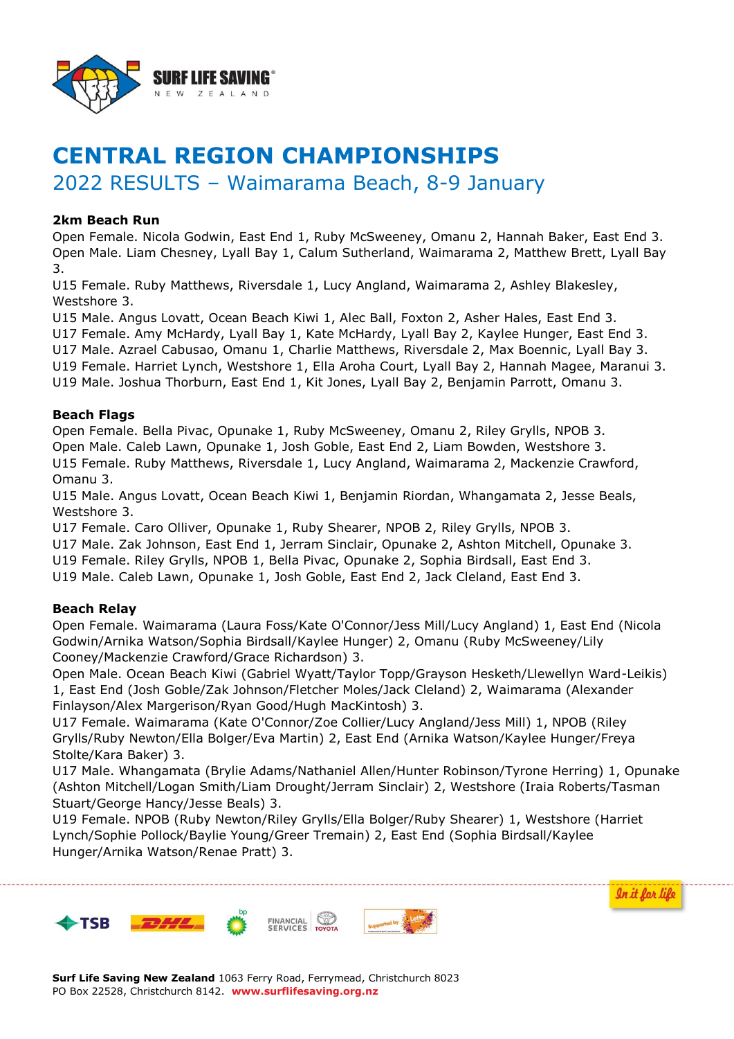# CENTRAL REGION CHAMPIONSHIPS

## 2022 RESULTS – Waimarama Beach, 8-9 January

**2km Beach Run**

Open Female. Nicola Godwin, East End 1, Ruby McSweeney, Omanu 2, Hannah Baker, East End 3.
Open Male. Liam Chesney, Lyall Bay 1, Calum Sutherland, Waimarama 2, Matthew Brett, Lyall Bay 3.
U15 Female. Ruby Matthews, Riversdale 1, Lucy Angland, Waimarama 2, Ashley Blakesley, Westshore 3.
U15 Male. Angus Lovatt, Ocean Beach Kiwi 1, Alec Ball, Foxton 2, Asher Hales, East End 3.
U17 Female. Amy McHardy, Lyall Bay 1, Kate McHardy, Lyall Bay 2, Kaylee Hunger, East End 3.
U17 Male. Azrael Cabusao, Omanu 1, Charlie Matthews, Riversdale 2, Max Boennic, Lyall Bay 3.
U19 Female. Harriet Lynch, Westshore 1, Ella Aroha Court, Lyall Bay 2, Hannah Magee, Maranui 3.
U19 Male. Joshua Thorburn, East End 1, Kit Jones, Lyall Bay 2, Benjamin Parrott, Omanu 3.

**Beach Flags**

Open Female. Bella Pivac, Opunake 1, Ruby McSweeney, Omanu 2, Riley Grylls, NPOB 3.
Open Male. Caleb Lawn, Opunake 1, Josh Goble, East End 2, Liam Bowden, Westshore 3.
U15 Female. Ruby Matthews, Riversdale 1, Lucy Angland, Waimarama 2, Mackenzie Crawford, Omanu 3.
U15 Male. Angus Lovatt, Ocean Beach Kiwi 1, Benjamin Riordan, Whangamata 2, Jesse Beals, Westshore 3.
U17 Female. Caro Olliver, Opunake 1, Ruby Shearer, NPOB 2, Riley Grylls, NPOB 3.
U17 Male. Zak Johnson, East End 1, Jerram Sinclair, Opunake 2, Ashton Mitchell, Opunake 3.
U19 Female. Riley Grylls, NPOB 1, Bella Pivac, Opunake 2, Sophia Birdsall, East End 3.
U19 Male. Caleb Lawn, Opunake 1, Josh Goble, East End 2, Jack Cleland, East End 3.

**Beach Relay**

Open Female. Waimarama (Laura Foss/Kate O'Connor/Jess Mill/Lucy Angland) 1, East End (Nicola Godwin/Arnika Watson/Sophia Birdsall/Kaylee Hunger) 2, Omanu (Ruby McSweeney/Lily Cooney/Mackenzie Crawford/Grace Richardson) 3.
Open Male. Ocean Beach Kiwi (Gabriel Wyatt/Taylor Topp/Grayson Hesketh/Llewellyn Ward-Leikis) 1, East End (Josh Goble/Zak Johnson/Fletcher Moles/Jack Cleland) 2, Waimarama (Alexander Finlayson/Alex Margerison/Ryan Good/Hugh MacKintosh) 3.
U17 Female. Waimarama (Kate O'Connor/Zoe Collier/Lucy Angland/Jess Mill) 1, NPOB (Riley Grylls/Ruby Newton/Ella Bolger/Eva Martin) 2, East End (Arnika Watson/Kaylee Hunger/Freya Stolte/Kara Baker) 3.
U17 Male. Whangamata (Brylie Adams/Nathaniel Allen/Hunter Robinson/Tyrone Herring) 1, Opunake (Ashton Mitchell/Logan Smith/Liam Drought/Jerram Sinclair) 2, Westshore (Iraia Roberts/Tasman Stuart/George Hancy/Jesse Beals) 3.
U19 Female. NPOB (Ruby Newton/Riley Grylls/Ella Bolger/Ruby Shearer) 1, Westshore (Harriet Lynch/Sophie Pollock/Baylie Young/Greer Tremain) 2, East End (Sophia Birdsall/Kaylee Hunger/Arnika Watson/Renae Pratt) 3.

**Surf Life Saving New Zealand** 1063 Ferry Road, Ferrymead, Christchurch 8023
PO Box 22528, Christchurch 8142. **www.surflifesaving.org.nz**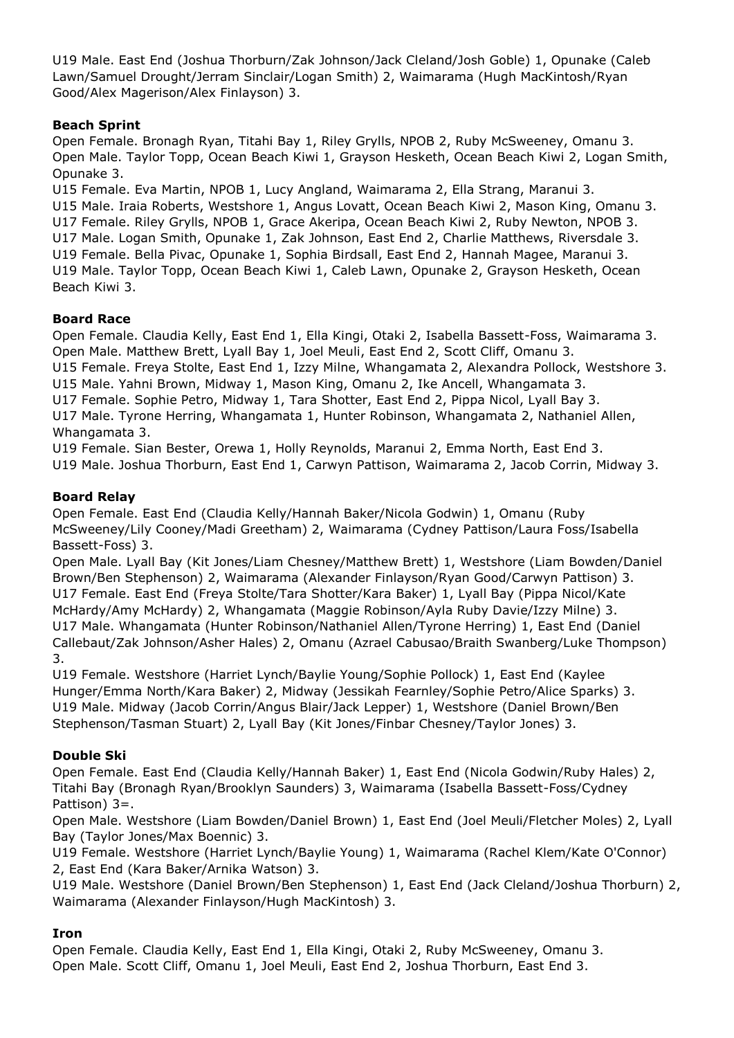U19 Male. East End (Joshua Thorburn/Zak Johnson/Jack Cleland/Josh Goble) 1, Opunake (Caleb Lawn/Samuel Drought/Jerram Sinclair/Logan Smith) 2, Waimarama (Hugh MacKintosh/Ryan Good/Alex Magerison/Alex Finlayson) 3.

**Beach Sprint**

Open Female. Bronagh Ryan, Titahi Bay 1, Riley Grylls, NPOB 2, Ruby McSweeney, Omanu 3.
Open Male. Taylor Topp, Ocean Beach Kiwi 1, Grayson Hesketh, Ocean Beach Kiwi 2, Logan Smith, Opunake 3.
U15 Female. Eva Martin, NPOB 1, Lucy Angland, Waimarama 2, Ella Strang, Maranui 3.
U15 Male. Iraia Roberts, Westshore 1, Angus Lovatt, Ocean Beach Kiwi 2, Mason King, Omanu 3.
U17 Female. Riley Grylls, NPOB 1, Grace Akeripa, Ocean Beach Kiwi 2, Ruby Newton, NPOB 3.
U17 Male. Logan Smith, Opunake 1, Zak Johnson, East End 2, Charlie Matthews, Riversdale 3.
U19 Female. Bella Pivac, Opunake 1, Sophia Birdsall, East End 2, Hannah Magee, Maranui 3.
U19 Male. Taylor Topp, Ocean Beach Kiwi 1, Caleb Lawn, Opunake 2, Grayson Hesketh, Ocean Beach Kiwi 3.

**Board Race**

Open Female. Claudia Kelly, East End 1, Ella Kingi, Otaki 2, Isabella Bassett-Foss, Waimarama 3.
Open Male. Matthew Brett, Lyall Bay 1, Joel Meuli, East End 2, Scott Cliff, Omanu 3.
U15 Female. Freya Stolte, East End 1, Izzy Milne, Whangamata 2, Alexandra Pollock, Westshore 3.
U15 Male. Yahni Brown, Midway 1, Mason King, Omanu 2, Ike Ancell, Whangamata 3.
U17 Female. Sophie Petro, Midway 1, Tara Shotter, East End 2, Pippa Nicol, Lyall Bay 3.
U17 Male. Tyrone Herring, Whangamata 1, Hunter Robinson, Whangamata 2, Nathaniel Allen, Whangamata 3.
U19 Female. Sian Bester, Orewa 1, Holly Reynolds, Maranui 2, Emma North, East End 3.
U19 Male. Joshua Thorburn, East End 1, Carwyn Pattison, Waimarama 2, Jacob Corrin, Midway 3.

**Board Relay**

Open Female. East End (Claudia Kelly/Hannah Baker/Nicola Godwin) 1, Omanu (Ruby McSweeney/Lily Cooney/Madi Greetham) 2, Waimarama (Cydney Pattison/Laura Foss/Isabella Bassett-Foss) 3.
Open Male. Lyall Bay (Kit Jones/Liam Chesney/Matthew Brett) 1, Westshore (Liam Bowden/Daniel Brown/Ben Stephenson) 2, Waimarama (Alexander Finlayson/Ryan Good/Carwyn Pattison) 3.
U17 Female. East End (Freya Stolte/Tara Shotter/Kara Baker) 1, Lyall Bay (Pippa Nicol/Kate McHardy/Amy McHardy) 2, Whangamata (Maggie Robinson/Ayla Ruby Davie/Izzy Milne) 3.
U17 Male. Whangamata (Hunter Robinson/Nathaniel Allen/Tyrone Herring) 1, East End (Daniel Callebaut/Zak Johnson/Asher Hales) 2, Omanu (Azrael Cabusao/Braith Swanberg/Luke Thompson) 3.
U19 Female. Westshore (Harriet Lynch/Baylie Young/Sophie Pollock) 1, East End (Kaylee Hunger/Emma North/Kara Baker) 2, Midway (Jessikah Fearnley/Sophie Petro/Alice Sparks) 3.
U19 Male. Midway (Jacob Corrin/Angus Blair/Jack Lepper) 1, Westshore (Daniel Brown/Ben Stephenson/Tasman Stuart) 2, Lyall Bay (Kit Jones/Finbar Chesney/Taylor Jones) 3.

**Double Ski**

Open Female. East End (Claudia Kelly/Hannah Baker) 1, East End (Nicola Godwin/Ruby Hales) 2, Titahi Bay (Bronagh Ryan/Brooklyn Saunders) 3, Waimarama (Isabella Bassett-Foss/Cydney Pattison) 3=.
Open Male. Westshore (Liam Bowden/Daniel Brown) 1, East End (Joel Meuli/Fletcher Moles) 2, Lyall Bay (Taylor Jones/Max Boennic) 3.
U19 Female. Westshore (Harriet Lynch/Baylie Young) 1, Waimarama (Rachel Klem/Kate O'Connor) 2, East End (Kara Baker/Arnika Watson) 3.
U19 Male. Westshore (Daniel Brown/Ben Stephenson) 1, East End (Jack Cleland/Joshua Thorburn) 2, Waimarama (Alexander Finlayson/Hugh MacKintosh) 3.

**Iron**

Open Female. Claudia Kelly, East End 1, Ella Kingi, Otaki 2, Ruby McSweeney, Omanu 3.
Open Male. Scott Cliff, Omanu 1, Joel Meuli, East End 2, Joshua Thorburn, East End 3.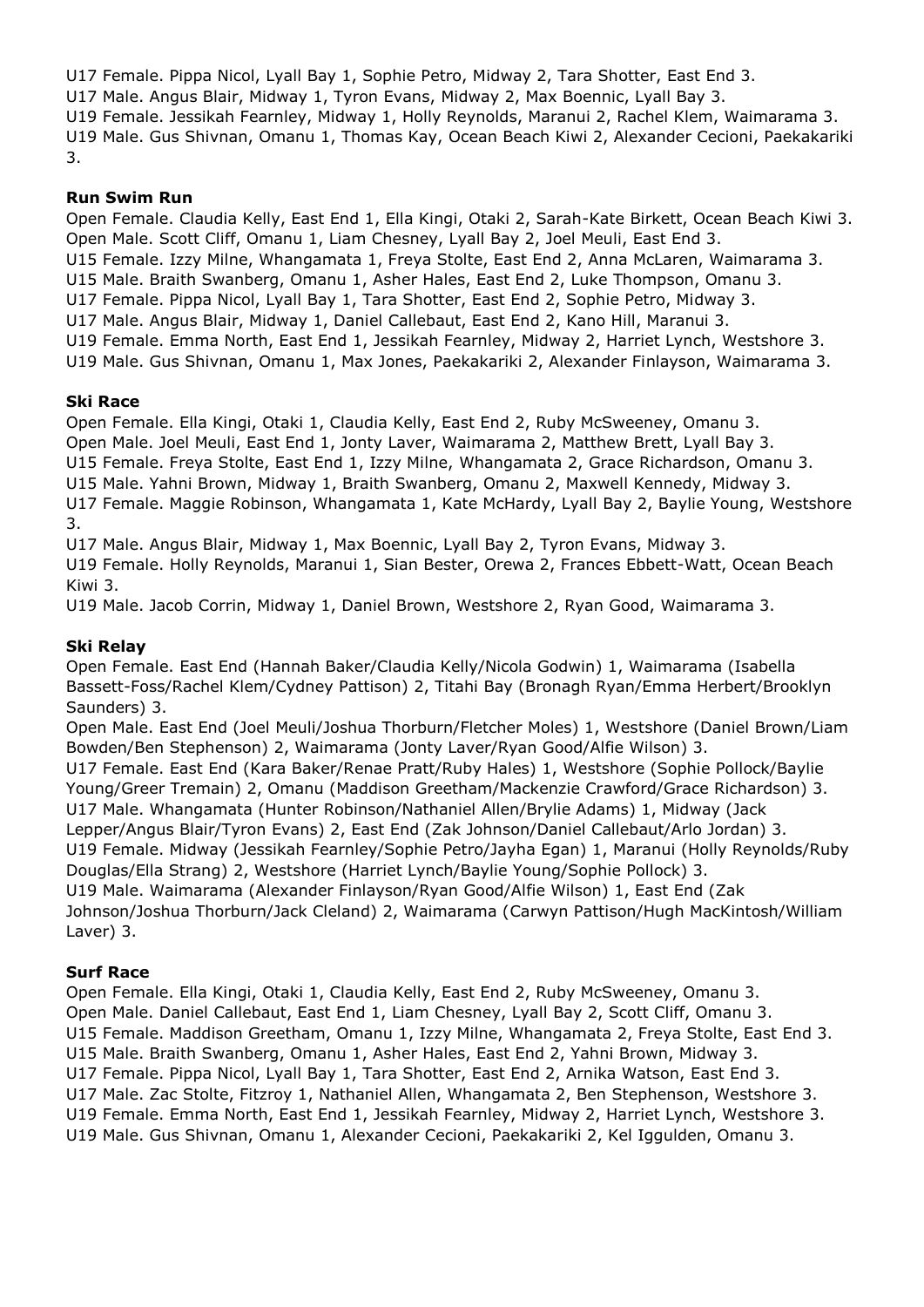U17 Female. Pippa Nicol, Lyall Bay 1, Sophie Petro, Midway 2, Tara Shotter, East End 3.
U17 Male. Angus Blair, Midway 1, Tyron Evans, Midway 2, Max Boennic, Lyall Bay 3.
U19 Female. Jessikah Fearnley, Midway 1, Holly Reynolds, Maranui 2, Rachel Klem, Waimarama 3.
U19 Male. Gus Shivnan, Omanu 1, Thomas Kay, Ocean Beach Kiwi 2, Alexander Cecioni, Paekakariki 3.

**Run Swim Run**

Open Female. Claudia Kelly, East End 1, Ella Kingi, Otaki 2, Sarah-Kate Birkett, Ocean Beach Kiwi 3.
Open Male. Scott Cliff, Omanu 1, Liam Chesney, Lyall Bay 2, Joel Meuli, East End 3.
U15 Female. Izzy Milne, Whangamata 1, Freya Stolte, East End 2, Anna McLaren, Waimarama 3.
U15 Male. Braith Swanberg, Omanu 1, Asher Hales, East End 2, Luke Thompson, Omanu 3.
U17 Female. Pippa Nicol, Lyall Bay 1, Tara Shotter, East End 2, Sophie Petro, Midway 3.
U17 Male. Angus Blair, Midway 1, Daniel Callebaut, East End 2, Kano Hill, Maranui 3.
U19 Female. Emma North, East End 1, Jessikah Fearnley, Midway 2, Harriet Lynch, Westshore 3.
U19 Male. Gus Shivnan, Omanu 1, Max Jones, Paekakariki 2, Alexander Finlayson, Waimarama 3.

**Ski Race**

Open Female. Ella Kingi, Otaki 1, Claudia Kelly, East End 2, Ruby McSweeney, Omanu 3.
Open Male. Joel Meuli, East End 1, Jonty Laver, Waimarama 2, Matthew Brett, Lyall Bay 3.
U15 Female. Freya Stolte, East End 1, Izzy Milne, Whangamata 2, Grace Richardson, Omanu 3.
U15 Male. Yahni Brown, Midway 1, Braith Swanberg, Omanu 2, Maxwell Kennedy, Midway 3.
U17 Female. Maggie Robinson, Whangamata 1, Kate McHardy, Lyall Bay 2, Baylie Young, Westshore 3.
U17 Male. Angus Blair, Midway 1, Max Boennic, Lyall Bay 2, Tyron Evans, Midway 3.
U19 Female. Holly Reynolds, Maranui 1, Sian Bester, Orewa 2, Frances Ebbett-Watt, Ocean Beach Kiwi 3.
U19 Male. Jacob Corrin, Midway 1, Daniel Brown, Westshore 2, Ryan Good, Waimarama 3.

**Ski Relay**

Open Female. East End (Hannah Baker/Claudia Kelly/Nicola Godwin) 1, Waimarama (Isabella Bassett-Foss/Rachel Klem/Cydney Pattison) 2, Titahi Bay (Bronagh Ryan/Emma Herbert/Brooklyn Saunders) 3.
Open Male. East End (Joel Meuli/Joshua Thorburn/Fletcher Moles) 1, Westshore (Daniel Brown/Liam Bowden/Ben Stephenson) 2, Waimarama (Jonty Laver/Ryan Good/Alfie Wilson) 3.
U17 Female. East End (Kara Baker/Renae Pratt/Ruby Hales) 1, Westshore (Sophie Pollock/Baylie Young/Greer Tremain) 2, Omanu (Maddison Greetham/Mackenzie Crawford/Grace Richardson) 3.
U17 Male. Whangamata (Hunter Robinson/Nathaniel Allen/Brylie Adams) 1, Midway (Jack Lepper/Angus Blair/Tyron Evans) 2, East End (Zak Johnson/Daniel Callebaut/Arlo Jordan) 3.
U19 Female. Midway (Jessikah Fearnley/Sophie Petro/Jayha Egan) 1, Maranui (Holly Reynolds/Ruby Douglas/Ella Strang) 2, Westshore (Harriet Lynch/Baylie Young/Sophie Pollock) 3.
U19 Male. Waimarama (Alexander Finlayson/Ryan Good/Alfie Wilson) 1, East End (Zak Johnson/Joshua Thorburn/Jack Cleland) 2, Waimarama (Carwyn Pattison/Hugh MacKintosh/William Laver) 3.

**Surf Race**

Open Female. Ella Kingi, Otaki 1, Claudia Kelly, East End 2, Ruby McSweeney, Omanu 3.
Open Male. Daniel Callebaut, East End 1, Liam Chesney, Lyall Bay 2, Scott Cliff, Omanu 3.
U15 Female. Maddison Greetham, Omanu 1, Izzy Milne, Whangamata 2, Freya Stolte, East End 3.
U15 Male. Braith Swanberg, Omanu 1, Asher Hales, East End 2, Yahni Brown, Midway 3.
U17 Female. Pippa Nicol, Lyall Bay 1, Tara Shotter, East End 2, Arnika Watson, East End 3.
U17 Male. Zac Stolte, Fitzroy 1, Nathaniel Allen, Whangamata 2, Ben Stephenson, Westshore 3.
U19 Female. Emma North, East End 1, Jessikah Fearnley, Midway 2, Harriet Lynch, Westshore 3.
U19 Male. Gus Shivnan, Omanu 1, Alexander Cecioni, Paekakariki 2, Kel Iggulden, Omanu 3.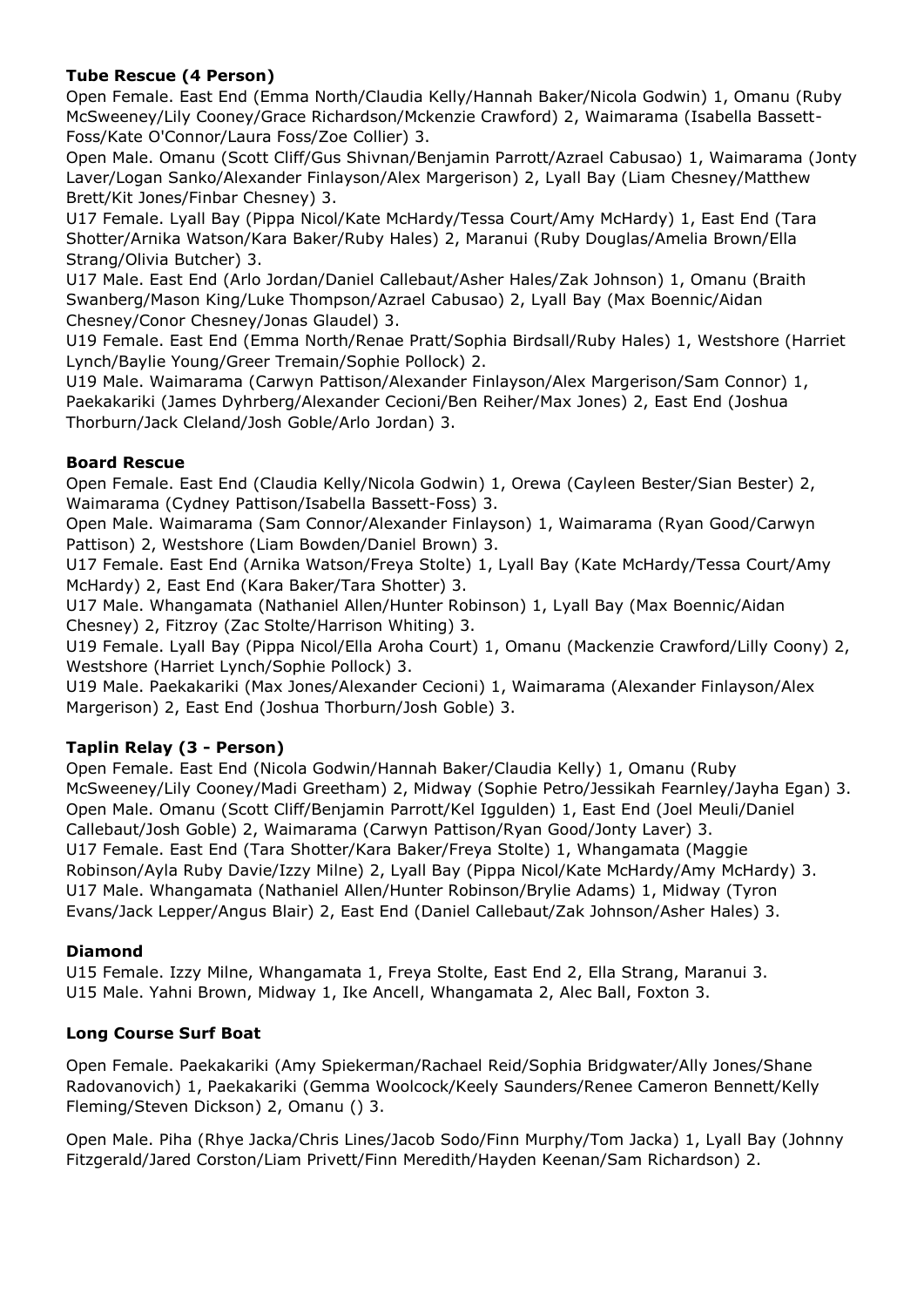**Tube Rescue (4 Person)**

Open Female. East End (Emma North/Claudia Kelly/Hannah Baker/Nicola Godwin) 1, Omanu (Ruby McSweeney/Lily Cooney/Grace Richardson/Mckenzie Crawford) 2, Waimarama (Isabella Bassett-Foss/Kate O'Connor/Laura Foss/Zoe Collier) 3.

Open Male. Omanu (Scott Cliff/Gus Shivnan/Benjamin Parrott/Azrael Cabusao) 1, Waimarama (Jonty Laver/Logan Sanko/Alexander Finlayson/Alex Margerison) 2, Lyall Bay (Liam Chesney/Matthew Brett/Kit Jones/Finbar Chesney) 3.

U17 Female. Lyall Bay (Pippa Nicol/Kate McHardy/Tessa Court/Amy McHardy) 1, East End (Tara Shotter/Arnika Watson/Kara Baker/Ruby Hales) 2, Maranui (Ruby Douglas/Amelia Brown/Ella Strang/Olivia Butcher) 3.

U17 Male. East End (Arlo Jordan/Daniel Callebaut/Asher Hales/Zak Johnson) 1, Omanu (Braith Swanberg/Mason King/Luke Thompson/Azrael Cabusao) 2, Lyall Bay (Max Boennic/Aidan Chesney/Conor Chesney/Jonas Glaudel) 3.

U19 Female. East End (Emma North/Renae Pratt/Sophia Birdsall/Ruby Hales) 1, Westshore (Harriet Lynch/Baylie Young/Greer Tremain/Sophie Pollock) 2.

U19 Male. Waimarama (Carwyn Pattison/Alexander Finlayson/Alex Margerison/Sam Connor) 1, Paekakariki (James Dyhrberg/Alexander Cecioni/Ben Reiher/Max Jones) 2, East End (Joshua Thorburn/Jack Cleland/Josh Goble/Arlo Jordan) 3.

**Board Rescue**

Open Female. East End (Claudia Kelly/Nicola Godwin) 1, Orewa (Cayleen Bester/Sian Bester) 2, Waimarama (Cydney Pattison/Isabella Bassett-Foss) 3.

Open Male. Waimarama (Sam Connor/Alexander Finlayson) 1, Waimarama (Ryan Good/Carwyn Pattison) 2, Westshore (Liam Bowden/Daniel Brown) 3.

U17 Female. East End (Arnika Watson/Freya Stolte) 1, Lyall Bay (Kate McHardy/Tessa Court/Amy McHardy) 2, East End (Kara Baker/Tara Shotter) 3.

U17 Male. Whangamata (Nathaniel Allen/Hunter Robinson) 1, Lyall Bay (Max Boennic/Aidan Chesney) 2, Fitzroy (Zac Stolte/Harrison Whiting) 3.

U19 Female. Lyall Bay (Pippa Nicol/Ella Aroha Court) 1, Omanu (Mackenzie Crawford/Lilly Coony) 2, Westshore (Harriet Lynch/Sophie Pollock) 3.

U19 Male. Paekakariki (Max Jones/Alexander Cecioni) 1, Waimarama (Alexander Finlayson/Alex Margerison) 2, East End (Joshua Thorburn/Josh Goble) 3.

**Taplin Relay (3 - Person)**

Open Female. East End (Nicola Godwin/Hannah Baker/Claudia Kelly) 1, Omanu (Ruby McSweeney/Lily Cooney/Madi Greetham) 2, Midway (Sophie Petro/Jessikah Fearnley/Jayha Egan) 3.
Open Male. Omanu (Scott Cliff/Benjamin Parrott/Kel Iggulden) 1, East End (Joel Meuli/Daniel Callebaut/Josh Goble) 2, Waimarama (Carwyn Pattison/Ryan Good/Jonty Laver) 3.
U17 Female. East End (Tara Shotter/Kara Baker/Freya Stolte) 1, Whangamata (Maggie Robinson/Ayla Ruby Davie/Izzy Milne) 2, Lyall Bay (Pippa Nicol/Kate McHardy/Amy McHardy) 3.
U17 Male. Whangamata (Nathaniel Allen/Hunter Robinson/Brylie Adams) 1, Midway (Tyron Evans/Jack Lepper/Angus Blair) 2, East End (Daniel Callebaut/Zak Johnson/Asher Hales) 3.

**Diamond**

U15 Female. Izzy Milne, Whangamata 1, Freya Stolte, East End 2, Ella Strang, Maranui 3.
U15 Male. Yahni Brown, Midway 1, Ike Ancell, Whangamata 2, Alec Ball, Foxton 3.

**Long Course Surf Boat**

Open Female. Paekakariki (Amy Spiekerman/Rachael Reid/Sophia Bridgwater/Ally Jones/Shane Radovanovich) 1, Paekakariki (Gemma Woolcock/Keely Saunders/Renee Cameron Bennett/Kelly Fleming/Steven Dickson) 2, Omanu () 3.

Open Male. Piha (Rhye Jacka/Chris Lines/Jacob Sodo/Finn Murphy/Tom Jacka) 1, Lyall Bay (Johnny Fitzgerald/Jared Corston/Liam Privett/Finn Meredith/Hayden Keenan/Sam Richardson) 2.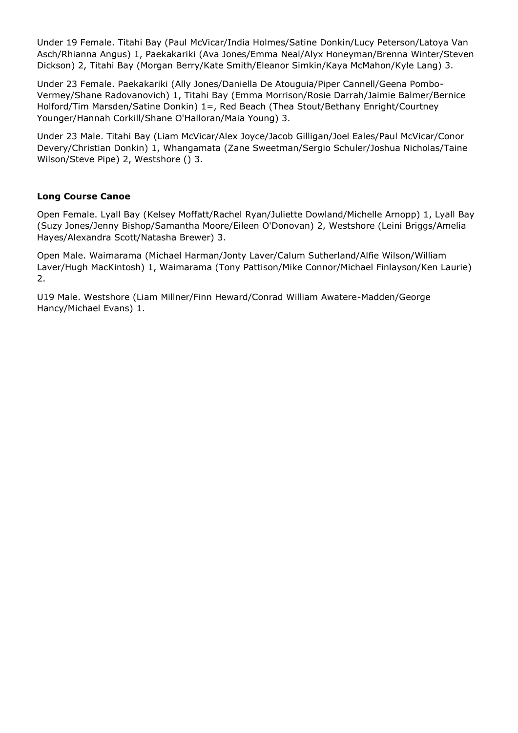Under 19 Female. Titahi Bay (Paul McVicar/India Holmes/Satine Donkin/Lucy Peterson/Latoya Van Asch/Rhianna Angus) 1, Paekakariki (Ava Jones/Emma Neal/Alyx Honeyman/Brenna Winter/Steven Dickson) 2, Titahi Bay (Morgan Berry/Kate Smith/Eleanor Simkin/Kaya McMahon/Kyle Lang) 3.

Under 23 Female. Paekakariki (Ally Jones/Daniella De Atouguia/Piper Cannell/Geena Pombo-Vermey/Shane Radovanovich) 1, Titahi Bay (Emma Morrison/Rosie Darrah/Jaimie Balmer/Bernice Holford/Tim Marsden/Satine Donkin) 1=, Red Beach (Thea Stout/Bethany Enright/Courtney Younger/Hannah Corkill/Shane O'Halloran/Maia Young) 3.

Under 23 Male. Titahi Bay (Liam McVicar/Alex Joyce/Jacob Gilligan/Joel Eales/Paul McVicar/Conor Devery/Christian Donkin) 1, Whangamata (Zane Sweetman/Sergio Schuler/Joshua Nicholas/Taine Wilson/Steve Pipe) 2, Westshore () 3.

**Long Course Canoe**

Open Female. Lyall Bay (Kelsey Moffatt/Rachel Ryan/Juliette Dowland/Michelle Arnopp) 1, Lyall Bay (Suzy Jones/Jenny Bishop/Samantha Moore/Eileen O'Donovan) 2, Westshore (Leini Briggs/Amelia Hayes/Alexandra Scott/Natasha Brewer) 3.

Open Male. Waimarama (Michael Harman/Jonty Laver/Calum Sutherland/Alfie Wilson/William Laver/Hugh MacKintosh) 1, Waimarama (Tony Pattison/Mike Connor/Michael Finlayson/Ken Laurie) 2.

U19 Male. Westshore (Liam Millner/Finn Heward/Conrad William Awatere-Madden/George Hancy/Michael Evans) 1.